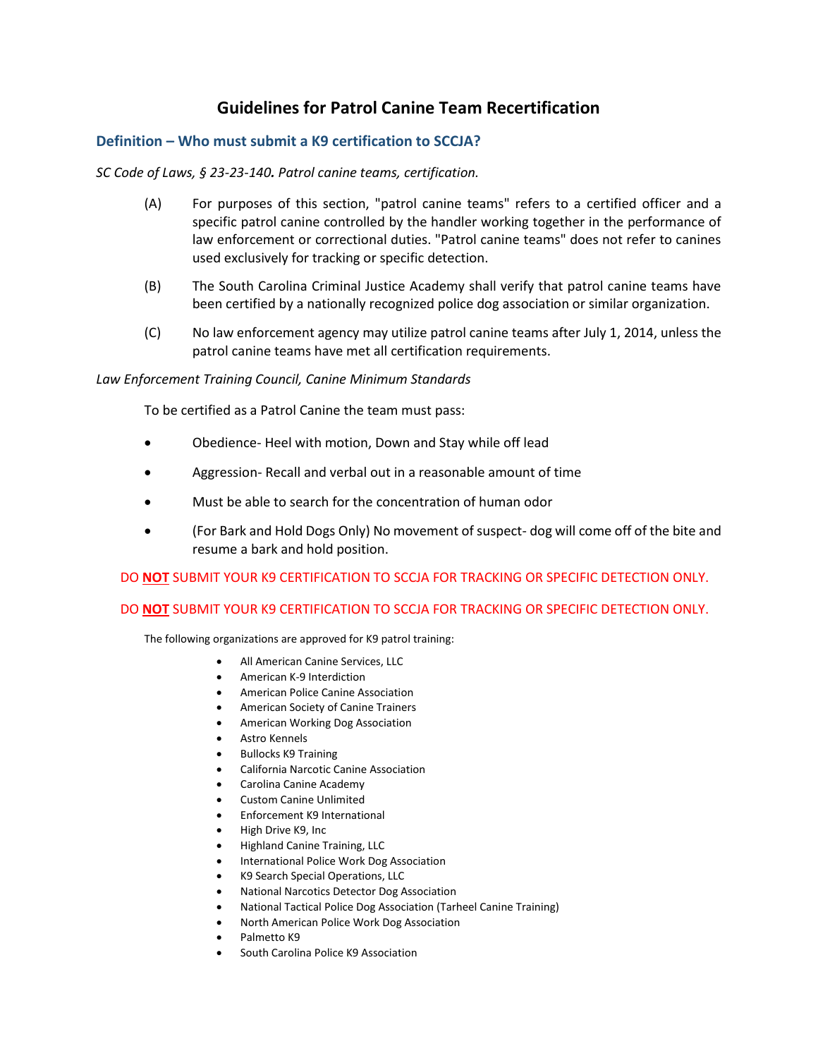# Guidelines for Patrol Canine Team Recertification

## Definition – Who must submit a K9 certification to SCCJA?

*SC Code of Laws, § 23-23-140. **Patrol canine teams, certification.***

(A) For purposes of this section, "patrol canine teams" refers to a certified officer and a specific patrol canine controlled by the handler working together in the performance of law enforcement or correctional duties. "Patrol canine teams" does not refer to canines used exclusively for tracking or specific detection.

(B) The South Carolina Criminal Justice Academy shall verify that patrol canine teams have been certified by a nationally recognized police dog association or similar organization.

(C) No law enforcement agency may utilize patrol canine teams after July 1, 2014, unless the patrol canine teams have met all certification requirements.

*Law Enforcement Training Council, Canine Minimum Standards*

To be certified as a Patrol Canine the team must pass:

- Obedience- Heel with motion, Down and Stay while off lead
- Aggression- Recall and verbal out in a reasonable amount of time
- Must be able to search for the concentration of human odor
- (For Bark and Hold Dogs Only) No movement of suspect- dog will come off of the bite and resume a bark and hold position.

DO **NOT** SUBMIT YOUR K9 CERTIFICATION TO SCCJA FOR TRACKING OR SPECIFIC DETECTION ONLY.

DO **NOT** SUBMIT YOUR K9 CERTIFICATION TO SCCJA FOR TRACKING OR SPECIFIC DETECTION ONLY.

The following organizations are approved for K9 patrol training:

- All American Canine Services, LLC
- American K-9 Interdiction
- American Police Canine Association
- American Society of Canine Trainers
- American Working Dog Association
- Astro Kennels
- Bullocks K9 Training
- California Narcotic Canine Association
- Carolina Canine Academy
- Custom Canine Unlimited
- Enforcement K9 International
- High Drive K9, Inc
- Highland Canine Training, LLC
- International Police Work Dog Association
- K9 Search Special Operations, LLC
- National Narcotics Detector Dog Association
- National Tactical Police Dog Association (Tarheel Canine Training)
- North American Police Work Dog Association
- Palmetto K9
- South Carolina Police K9 Association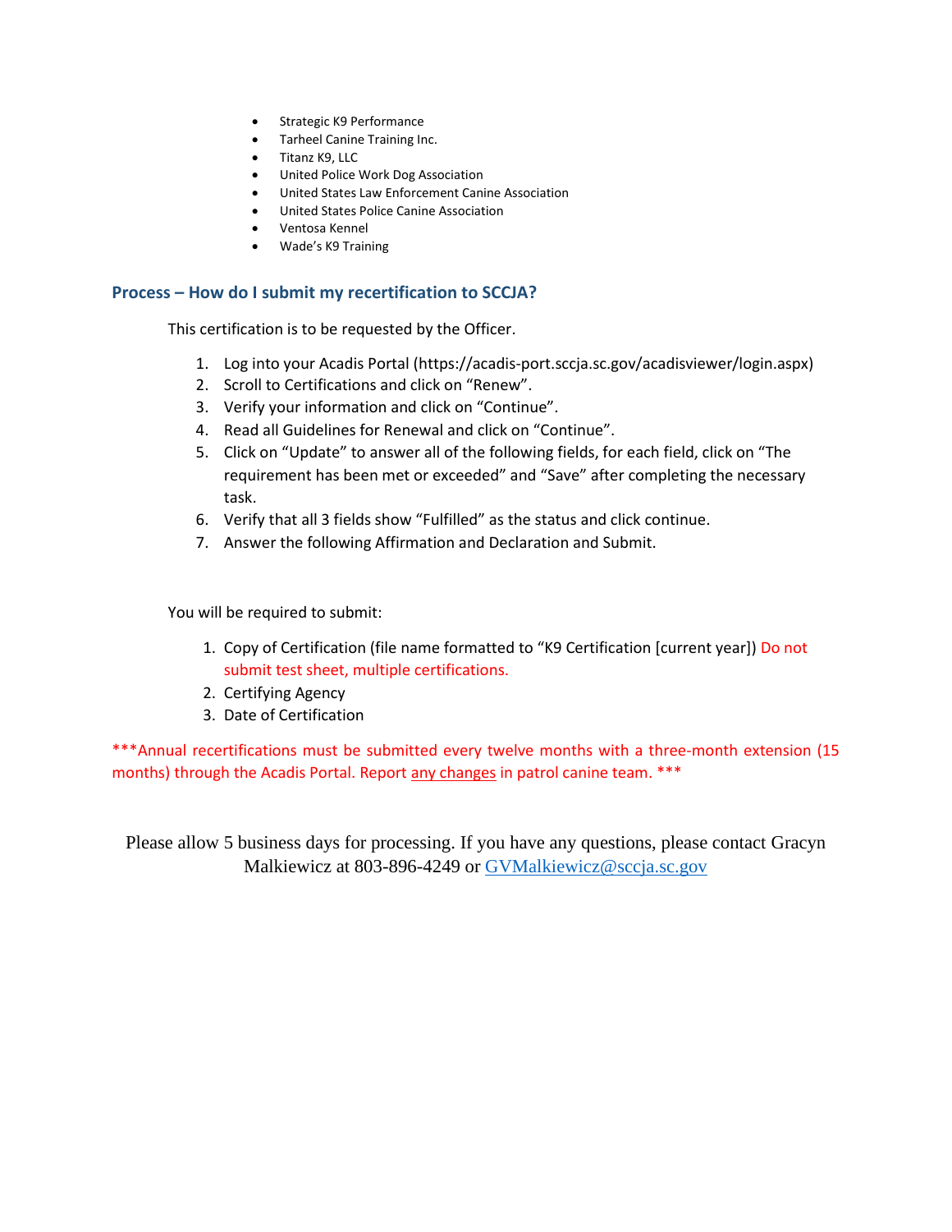- Strategic K9 Performance
- Tarheel Canine Training Inc.
- Titanz K9, LLC
- United Police Work Dog Association
- United States Law Enforcement Canine Association
- United States Police Canine Association
- Ventosa Kennel
- Wade's K9 Training

## Process – How do I submit my recertification to SCCJA?

This certification is to be requested by the Officer.

1. Log into your Acadis Portal (https://acadis-port.sccja.sc.gov/acadisviewer/login.aspx)
2. Scroll to Certifications and click on "Renew".
3. Verify your information and click on "Continue".
4. Read all Guidelines for Renewal and click on "Continue".
5. Click on "Update" to answer all of the following fields, for each field, click on "The requirement has been met or exceeded" and "Save" after completing the necessary task.
6. Verify that all 3 fields show "Fulfilled" as the status and click continue.
7. Answer the following Affirmation and Declaration and Submit.

You will be required to submit:

1. Copy of Certification (file name formatted to "K9 Certification [current year]) Do not submit test sheet, multiple certifications.
2. Certifying Agency
3. Date of Certification

***Annual recertifications must be submitted every twelve months with a three-month extension (15 months) through the Acadis Portal. Report any changes in patrol canine team. ***

Please allow 5 business days for processing. If you have any questions, please contact Gracyn Malkiewicz at 803-896-4249 or GVMalkiewicz@sccja.sc.gov